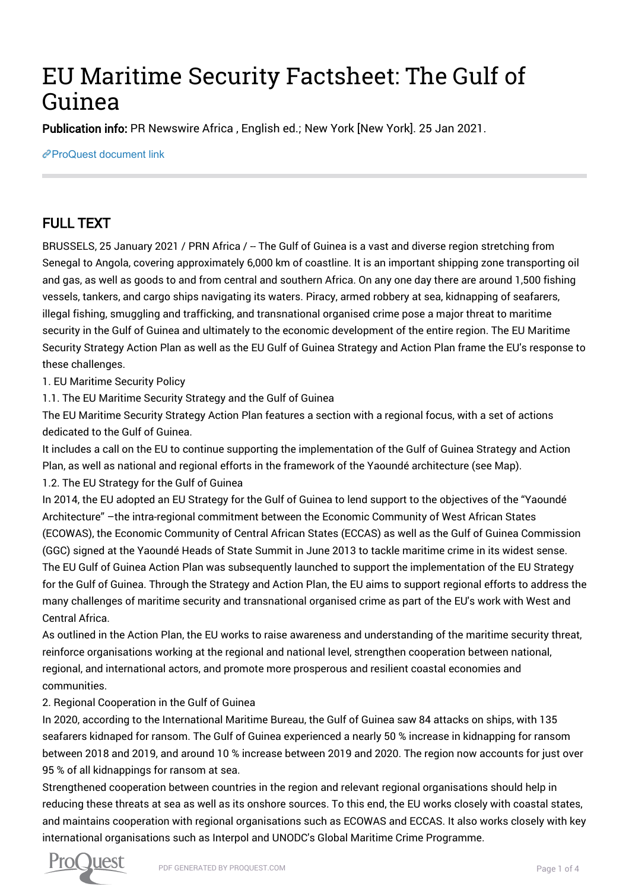# EU Maritime Security Factsheet: The Gulf of Guinea

**Publication info:** PR Newswire Africa , English ed.; New York [New York]. 25 Jan 2021.

ProQuest document link

## FULL TEXT

BRUSSELS, 25 January 2021 / PRN Africa / -- The Gulf of Guinea is a vast and diverse region stretching from Senegal to Angola, covering approximately 6,000 km of coastline. It is an important shipping zone transporting oil and gas, as well as goods to and from central and southern Africa. On any one day there are around 1,500 fishing vessels, tankers, and cargo ships navigating its waters. Piracy, armed robbery at sea, kidnapping of seafarers, illegal fishing, smuggling and trafficking, and transnational organised crime pose a major threat to maritime security in the Gulf of Guinea and ultimately to the economic development of the entire region. The EU Maritime Security Strategy Action Plan as well as the EU Gulf of Guinea Strategy and Action Plan frame the EU's response to these challenges.

1. EU Maritime Security Policy

1.1. The EU Maritime Security Strategy and the Gulf of Guinea

The EU Maritime Security Strategy Action Plan features a section with a regional focus, with a set of actions dedicated to the Gulf of Guinea.

It includes a call on the EU to continue supporting the implementation of the Gulf of Guinea Strategy and Action Plan, as well as national and regional efforts in the framework of the Yaoundé architecture (see Map).

1.2. The EU Strategy for the Gulf of Guinea

In 2014, the EU adopted an EU Strategy for the Gulf of Guinea to lend support to the objectives of the "Yaoundé Architecture" –the intra-regional commitment between the Economic Community of West African States (ECOWAS), the Economic Community of Central African States (ECCAS) as well as the Gulf of Guinea Commission (GGC) signed at the Yaoundé Heads of State Summit in June 2013 to tackle maritime crime in its widest sense. The EU Gulf of Guinea Action Plan was subsequently launched to support the implementation of the EU Strategy for the Gulf of Guinea. Through the Strategy and Action Plan, the EU aims to support regional efforts to address the many challenges of maritime security and transnational organised crime as part of the EU's work with West and Central Africa.

As outlined in the Action Plan, the EU works to raise awareness and understanding of the maritime security threat, reinforce organisations working at the regional and national level, strengthen cooperation between national, regional, and international actors, and promote more prosperous and resilient coastal economies and communities.

2. Regional Cooperation in the Gulf of Guinea

In 2020, according to the International Maritime Bureau, the Gulf of Guinea saw 84 attacks on ships, with 135 seafarers kidnaped for ransom. The Gulf of Guinea experienced a nearly 50 % increase in kidnapping for ransom between 2018 and 2019, and around 10 % increase between 2019 and 2020. The region now accounts for just over 95 % of all kidnappings for ransom at sea.

Strengthened cooperation between countries in the region and relevant regional organisations should help in reducing these threats at sea as well as its onshore sources. To this end, the EU works closely with coastal states, and maintains cooperation with regional organisations such as ECOWAS and ECCAS. It also works closely with key international organisations such as Interpol and UNODC's Global Maritime Crime Programme.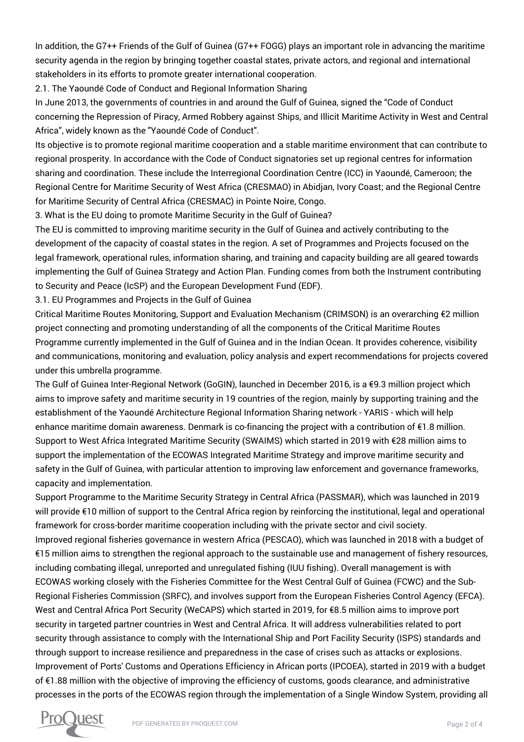In addition, the G7++ Friends of the Gulf of Guinea (G7++ FOGG) plays an important role in advancing the maritime security agenda in the region by bringing together coastal states, private actors, and regional and international stakeholders in its efforts to promote greater international cooperation.

## 2.1. The Yaoundé Code of Conduct and Regional Information Sharing

In June 2013, the governments of countries in and around the Gulf of Guinea, signed the "Code of Conduct concerning the Repression of Piracy, Armed Robbery against Ships, and Illicit Maritime Activity in West and Central Africa", widely known as the "Yaoundé Code of Conduct".

Its objective is to promote regional maritime cooperation and a stable maritime environment that can contribute to regional prosperity. In accordance with the Code of Conduct signatories set up regional centres for information sharing and coordination. These include the Interregional Coordination Centre (ICC) in Yaoundé, Cameroon; the Regional Centre for Maritime Security of West Africa (CRESMAO) in Abidjan, Ivory Coast; and the Regional Centre for Maritime Security of Central Africa (CRESMAC) in Pointe Noire, Congo.

# 3. What is the EU doing to promote Maritime Security in the Gulf of Guinea?

The EU is committed to improving maritime security in the Gulf of Guinea and actively contributing to the development of the capacity of coastal states in the region. A set of Programmes and Projects focused on the legal framework, operational rules, information sharing, and training and capacity building are all geared towards implementing the Gulf of Guinea Strategy and Action Plan. Funding comes from both the Instrument contributing to Security and Peace (IcSP) and the European Development Fund (EDF).

## 3.1. EU Programmes and Projects in the Gulf of Guinea

Critical Maritime Routes Monitoring, Support and Evaluation Mechanism (CRIMSON) is an overarching €2 million project connecting and promoting understanding of all the components of the Critical Maritime Routes Programme currently implemented in the Gulf of Guinea and in the Indian Ocean. It provides coherence, visibility and communications, monitoring and evaluation, policy analysis and expert recommendations for projects covered under this umbrella programme.

The Gulf of Guinea Inter-Regional Network (GoGIN), launched in December 2016, is a €9.3 million project which aims to improve safety and maritime security in 19 countries of the region, mainly by supporting training and the establishment of the Yaoundé Architecture Regional Information Sharing network - YARIS - which will help enhance maritime domain awareness. Denmark is co-financing the project with a contribution of €1.8 million.

Support to West Africa Integrated Maritime Security (SWAIMS) which started in 2019 with €28 million aims to support the implementation of the ECOWAS Integrated Maritime Strategy and improve maritime security and safety in the Gulf of Guinea, with particular attention to improving law enforcement and governance frameworks, capacity and implementation.

Support Programme to the Maritime Security Strategy in Central Africa (PASSMAR), which was launched in 2019 will provide €10 million of support to the Central Africa region by reinforcing the institutional, legal and operational framework for cross-border maritime cooperation including with the private sector and civil society.

Improved regional fisheries governance in western Africa (PESCAO), which was launched in 2018 with a budget of €15 million aims to strengthen the regional approach to the sustainable use and management of fishery resources, including combating illegal, unreported and unregulated fishing (IUU fishing). Overall management is with ECOWAS working closely with the Fisheries Committee for the West Central Gulf of Guinea (FCWC) and the Sub-Regional Fisheries Commission (SRFC), and involves support from the European Fisheries Control Agency (EFCA).

West and Central Africa Port Security (WeCAPS) which started in 2019, for €8.5 million aims to improve port security in targeted partner countries in West and Central Africa. It will address vulnerabilities related to port security through assistance to comply with the International Ship and Port Facility Security (ISPS) standards and through support to increase resilience and preparedness in the case of crises such as attacks or explosions.

Improvement of Ports' Customs and Operations Efficiency in African ports (IPCOEA), started in 2019 with a budget of €1.88 million with the objective of improving the efficiency of customs, goods clearance, and administrative processes in the ports of the ECOWAS region through the implementation of a Single Window System, providing all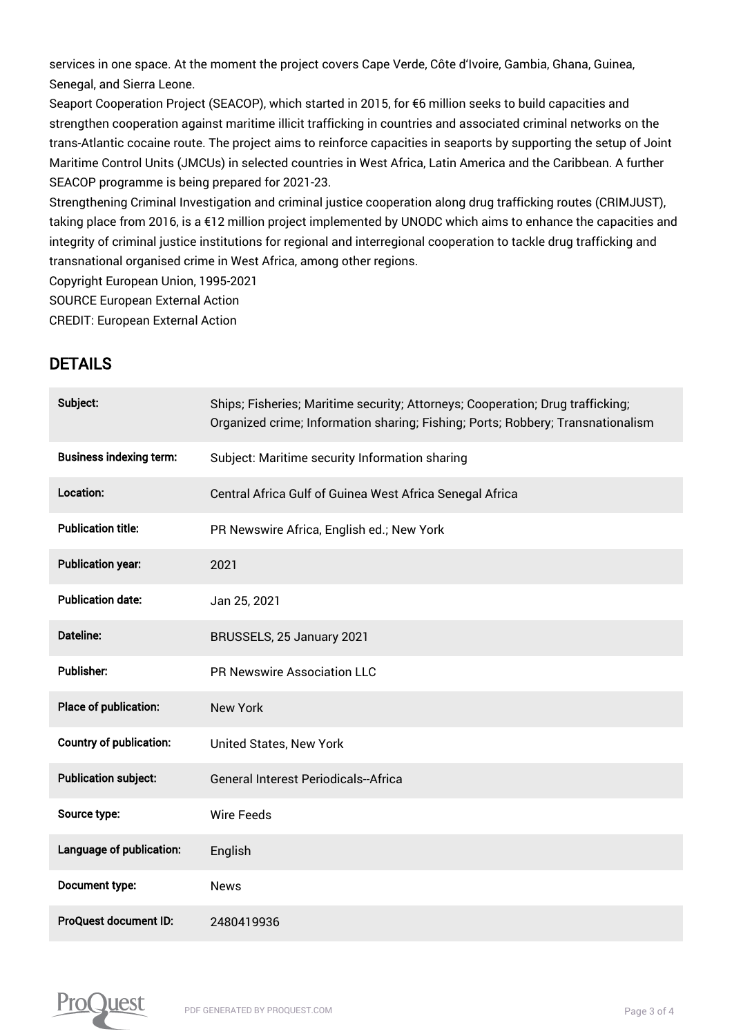services in one space. At the moment the project covers Cape Verde, Côte d'Ivoire, Gambia, Ghana, Guinea, Senegal, and Sierra Leone.

Seaport Cooperation Project (SEACOP), which started in 2015, for €6 million seeks to build capacities and strengthen cooperation against maritime illicit trafficking in countries and associated criminal networks on the trans-Atlantic cocaine route. The project aims to reinforce capacities in seaports by supporting the setup of Joint Maritime Control Units (JMCUs) in selected countries in West Africa, Latin America and the Caribbean. A further SEACOP programme is being prepared for 2021-23.

Strengthening Criminal Investigation and criminal justice cooperation along drug trafficking routes (CRIMJUST), taking place from 2016, is a €12 million project implemented by UNODC which aims to enhance the capacities and integrity of criminal justice institutions for regional and interregional cooperation to tackle drug trafficking and transnational organised crime in West Africa, among other regions.

Copyright European Union, 1995-2021

SOURCE European External Action

CREDIT: European External Action

## DETAILS

| | |
|---|---|
| **Subject:** | Ships; Fisheries; Maritime security; Attorneys; Cooperation; Drug trafficking; Organized crime; Information sharing; Fishing; Ports; Robbery; Transnationalism |
| **Business indexing term:** | Subject: Maritime security Information sharing |
| **Location:** | Central Africa Gulf of Guinea West Africa Senegal Africa |
| **Publication title:** | PR Newswire Africa, English ed.; New York |
| **Publication year:** | 2021 |
| **Publication date:** | Jan 25, 2021 |
| **Dateline:** | BRUSSELS, 25 January 2021 |
| **Publisher:** | PR Newswire Association LLC |
| **Place of publication:** | New York |
| **Country of publication:** | United States, New York |
| **Publication subject:** | General Interest Periodicals--Africa |
| **Source type:** | Wire Feeds |
| **Language of publication:** | English |
| **Document type:** | News |
| **ProQuest document ID:** | 2480419936 |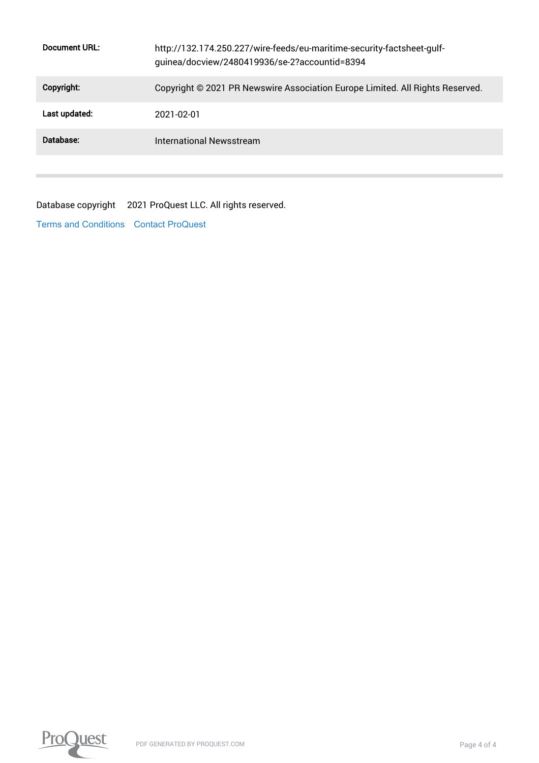| | |
|---|---|
| **Document URL:** | http://132.174.250.227/wire-feeds/eu-maritime-security-factsheet-gulf-guinea/docview/2480419936/se-2?accountid=8394 |
| **Copyright:** | Copyright © 2021 PR Newswire Association Europe Limited. All Rights Reserved. |
| **Last updated:** | 2021-02-01 |
| **Database:** | International Newsstream |

Database copyright 2021 ProQuest LLC. All rights reserved.

Terms and Conditions Contact ProQuest